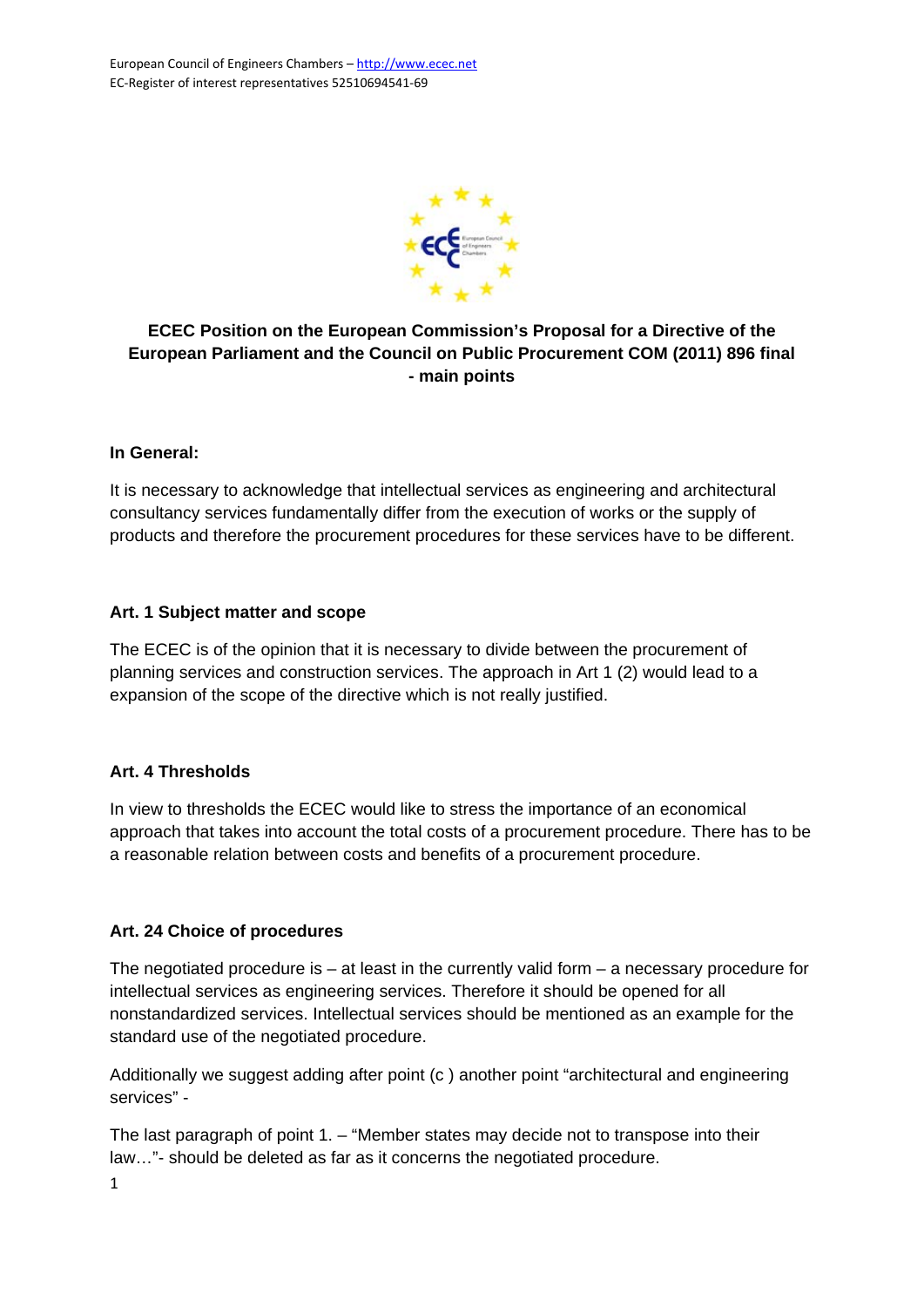European Council of Engineers Chambers – http://www.ecec.net
EC-Register of interest representatives 52510694541-69

# ECEC Position on the European Commission's Proposal for a Directive of the European Parliament and the Council on Public Procurement COM (2011) 896 final - main points

## In General:

It is necessary to acknowledge that intellectual services as engineering and architectural consultancy services fundamentally differ from the execution of works or the supply of products and therefore the procurement procedures for these services have to be different.

## Art. 1 Subject matter and scope

The ECEC is of the opinion that it is necessary to divide between the procurement of planning services and construction services. The approach in Art 1 (2) would lead to a expansion of the scope of the directive which is not really justified.

## Art. 4 Thresholds

In view to thresholds the ECEC would like to stress the importance of an economical approach that takes into account the total costs of a procurement procedure. There has to be a reasonable relation between costs and benefits of a procurement procedure.

## Art. 24 Choice of procedures

The negotiated procedure is – at least in the currently valid form – a necessary procedure for intellectual services as engineering services. Therefore it should be opened for all nonstandardized services. Intellectual services should be mentioned as an example for the standard use of the negotiated procedure.

Additionally we suggest adding after point (c ) another point "architectural and engineering services" -

The last paragraph of point 1. – "Member states may decide not to transpose into their law…"- should be deleted as far as it concerns the negotiated procedure.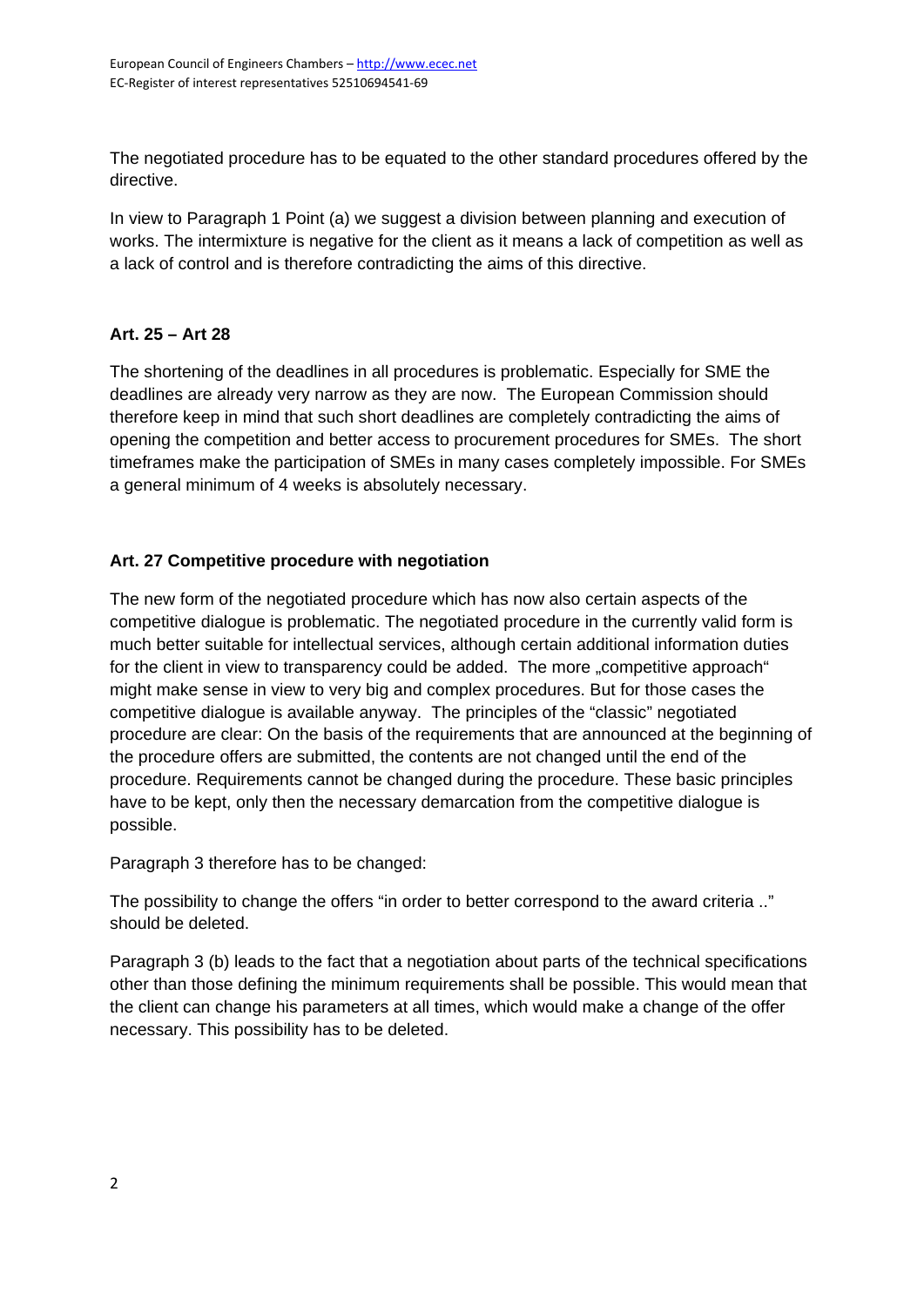The negotiated procedure has to be equated to the other standard procedures offered by the directive.

In view to Paragraph 1 Point (a) we suggest a division between planning and execution of works. The intermixture is negative for the client as it means a lack of competition as well as a lack of control and is therefore contradicting the aims of this directive.

**Art. 25 – Art 28**

The shortening of the deadlines in all procedures is problematic. Especially for SME the deadlines are already very narrow as they are now. The European Commission should therefore keep in mind that such short deadlines are completely contradicting the aims of opening the competition and better access to procurement procedures for SMEs. The short timeframes make the participation of SMEs in many cases completely impossible. For SMEs a general minimum of 4 weeks is absolutely necessary.

**Art. 27 Competitive procedure with negotiation**

The new form of the negotiated procedure which has now also certain aspects of the competitive dialogue is problematic. The negotiated procedure in the currently valid form is much better suitable for intellectual services, although certain additional information duties for the client in view to transparency could be added. The more „competitive approach" might make sense in view to very big and complex procedures. But for those cases the competitive dialogue is available anyway. The principles of the "classic" negotiated procedure are clear: On the basis of the requirements that are announced at the beginning of the procedure offers are submitted, the contents are not changed until the end of the procedure. Requirements cannot be changed during the procedure. These basic principles have to be kept, only then the necessary demarcation from the competitive dialogue is possible.

Paragraph 3 therefore has to be changed:

The possibility to change the offers "in order to better correspond to the award criteria .." should be deleted.

Paragraph 3 (b) leads to the fact that a negotiation about parts of the technical specifications other than those defining the minimum requirements shall be possible. This would mean that the client can change his parameters at all times, which would make a change of the offer necessary. This possibility has to be deleted.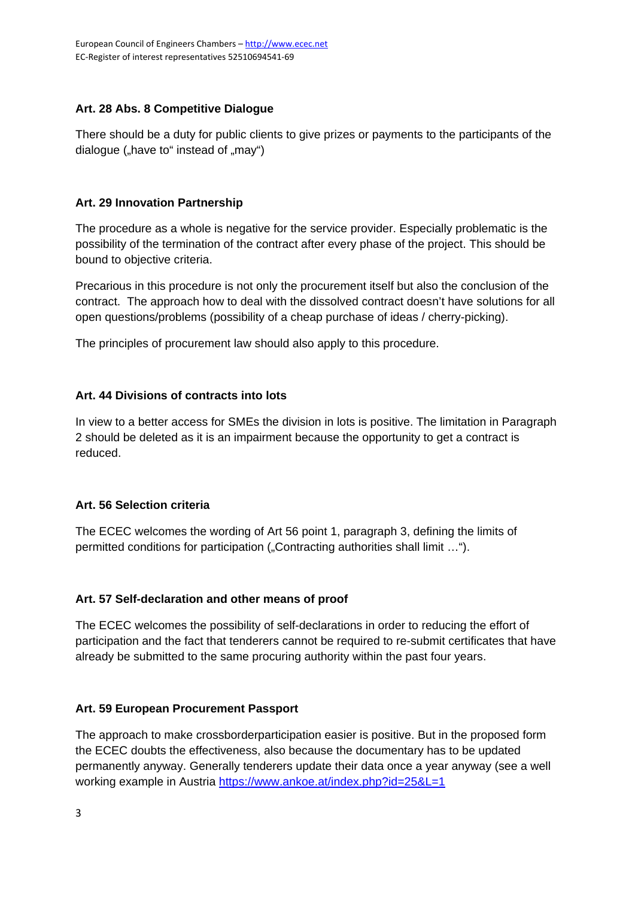### Art. 28 Abs. 8 Competitive Dialogue

There should be a duty for public clients to give prizes or payments to the participants of the dialogue („have to" instead of „may")

### Art. 29 Innovation Partnership

The procedure as a whole is negative for the service provider. Especially problematic is the possibility of the termination of the contract after every phase of the project. This should be bound to objective criteria.

Precarious in this procedure is not only the procurement itself but also the conclusion of the contract. The approach how to deal with the dissolved contract doesn't have solutions for all open questions/problems (possibility of a cheap purchase of ideas / cherry-picking).

The principles of procurement law should also apply to this procedure.

### Art. 44 Divisions of contracts into lots

In view to a better access for SMEs the division in lots is positive. The limitation in Paragraph 2 should be deleted as it is an impairment because the opportunity to get a contract is reduced.

### Art. 56 Selection criteria

The ECEC welcomes the wording of Art 56 point 1, paragraph 3, defining the limits of permitted conditions for participation („Contracting authorities shall limit …").

### Art. 57 Self-declaration and other means of proof

The ECEC welcomes the possibility of self-declarations in order to reducing the effort of participation and the fact that tenderers cannot be required to re-submit certificates that have already be submitted to the same procuring authority within the past four years.

### Art. 59 European Procurement Passport

The approach to make crossborderparticipation easier is positive. But in the proposed form the ECEC doubts the effectiveness, also because the documentary has to be updated permanently anyway. Generally tenderers update their data once a year anyway (see a well working example in Austria https://www.ankoe.at/index.php?id=25&L=1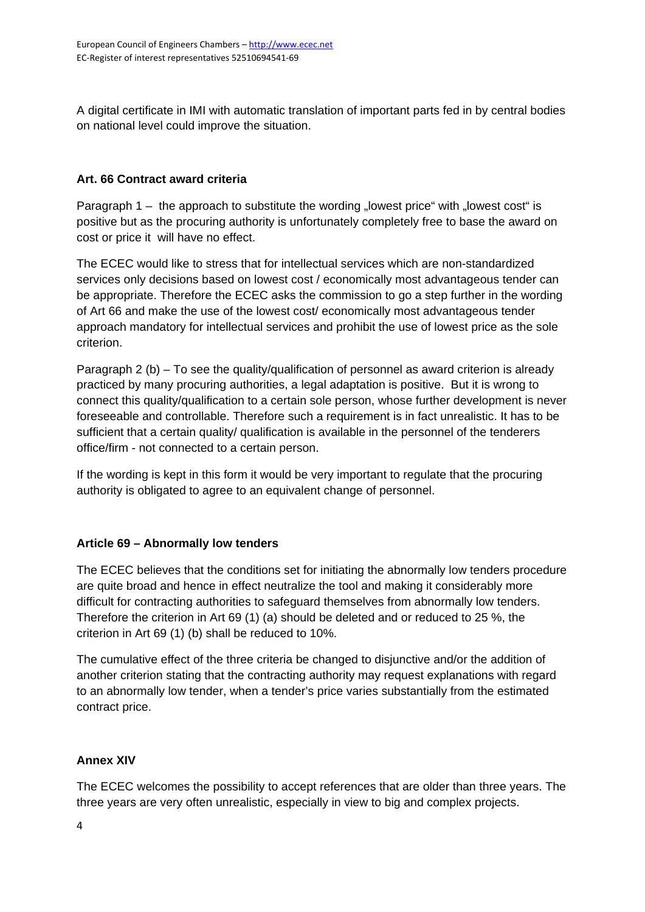A digital certificate in IMI with automatic translation of important parts fed in by central bodies on national level could improve the situation.

**Art. 66 Contract award criteria**

Paragraph 1 – the approach to substitute the wording „lowest price" with „lowest cost" is positive but as the procuring authority is unfortunately completely free to base the award on cost or price it will have no effect.

The ECEC would like to stress that for intellectual services which are non-standardized services only decisions based on lowest cost / economically most advantageous tender can be appropriate. Therefore the ECEC asks the commission to go a step further in the wording of Art 66 and make the use of the lowest cost/ economically most advantageous tender approach mandatory for intellectual services and prohibit the use of lowest price as the sole criterion.

Paragraph 2 (b) – To see the quality/qualification of personnel as award criterion is already practiced by many procuring authorities, a legal adaptation is positive. But it is wrong to connect this quality/qualification to a certain sole person, whose further development is never foreseeable and controllable. Therefore such a requirement is in fact unrealistic. It has to be sufficient that a certain quality/ qualification is available in the personnel of the tenderers office/firm - not connected to a certain person.

If the wording is kept in this form it would be very important to regulate that the procuring authority is obligated to agree to an equivalent change of personnel.

**Article 69 – Abnormally low tenders**

The ECEC believes that the conditions set for initiating the abnormally low tenders procedure are quite broad and hence in effect neutralize the tool and making it considerably more difficult for contracting authorities to safeguard themselves from abnormally low tenders. Therefore the criterion in Art 69 (1) (a) should be deleted and or reduced to 25 %, the criterion in Art 69 (1) (b) shall be reduced to 10%.

The cumulative effect of the three criteria be changed to disjunctive and/or the addition of another criterion stating that the contracting authority may request explanations with regard to an abnormally low tender, when a tender's price varies substantially from the estimated contract price.

**Annex XIV**

The ECEC welcomes the possibility to accept references that are older than three years. The three years are very often unrealistic, especially in view to big and complex projects.